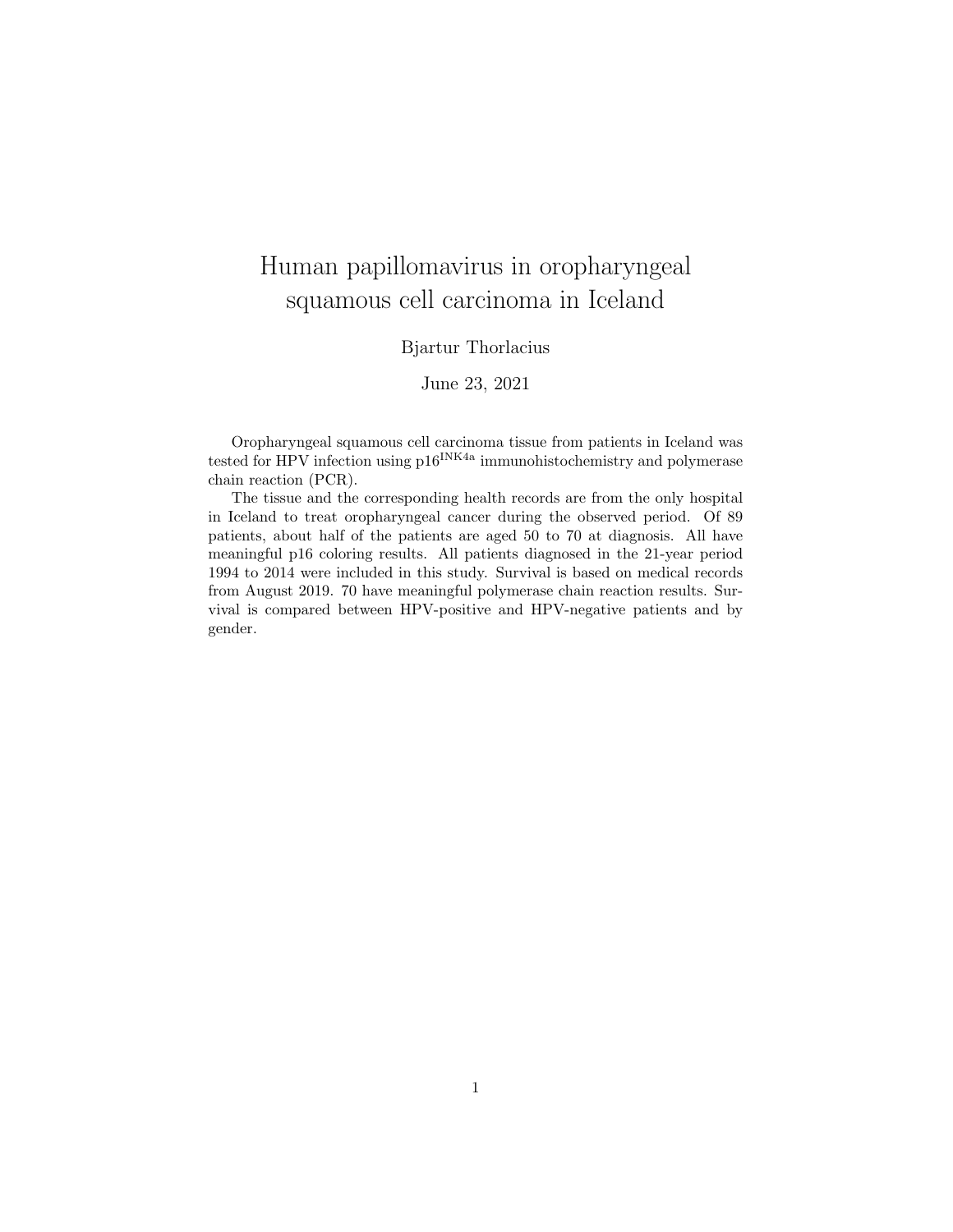# Human papillomavirus in oropharyngeal squamous cell carcinoma in Iceland

Bjartur Thorlacius

June 23, 2021

Oropharyngeal squamous cell carcinoma tissue from patients in Iceland was tested for HPV infection using p16$^{\text{INK4a}}$ immunohistochemistry and polymerase chain reaction (PCR).

The tissue and the corresponding health records are from the only hospital in Iceland to treat oropharyngeal cancer during the observed period. Of 89 patients, about half of the patients are aged 50 to 70 at diagnosis. All have meaningful p16 coloring results. All patients diagnosed in the 21-year period 1994 to 2014 were included in this study. Survival is based on medical records from August 2019. 70 have meaningful polymerase chain reaction results. Survival is compared between HPV-positive and HPV-negative patients and by gender.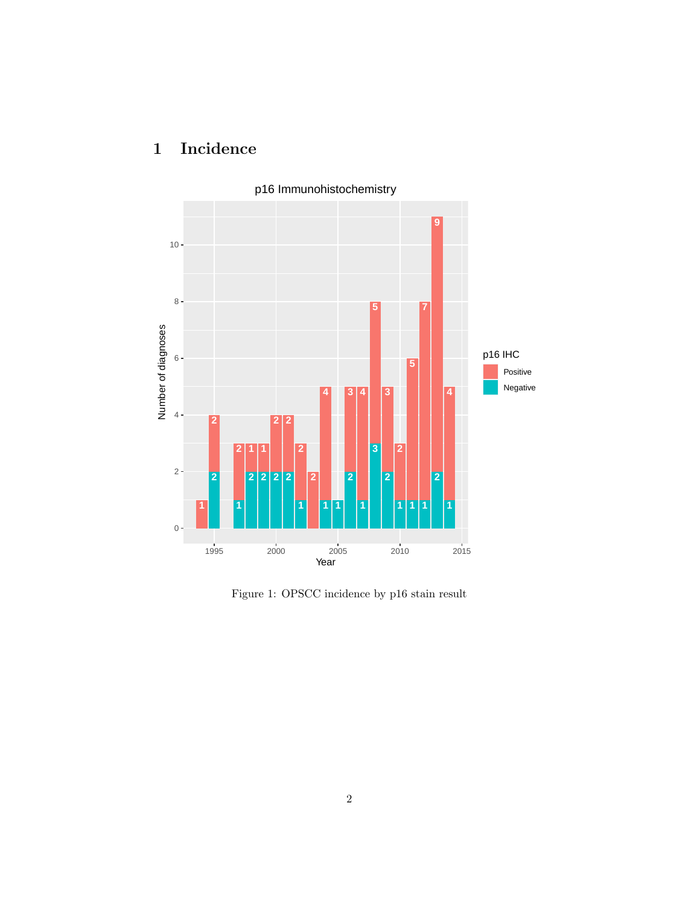# 1 Incidence

Figure 1: OPSCC incidence by p16 stain result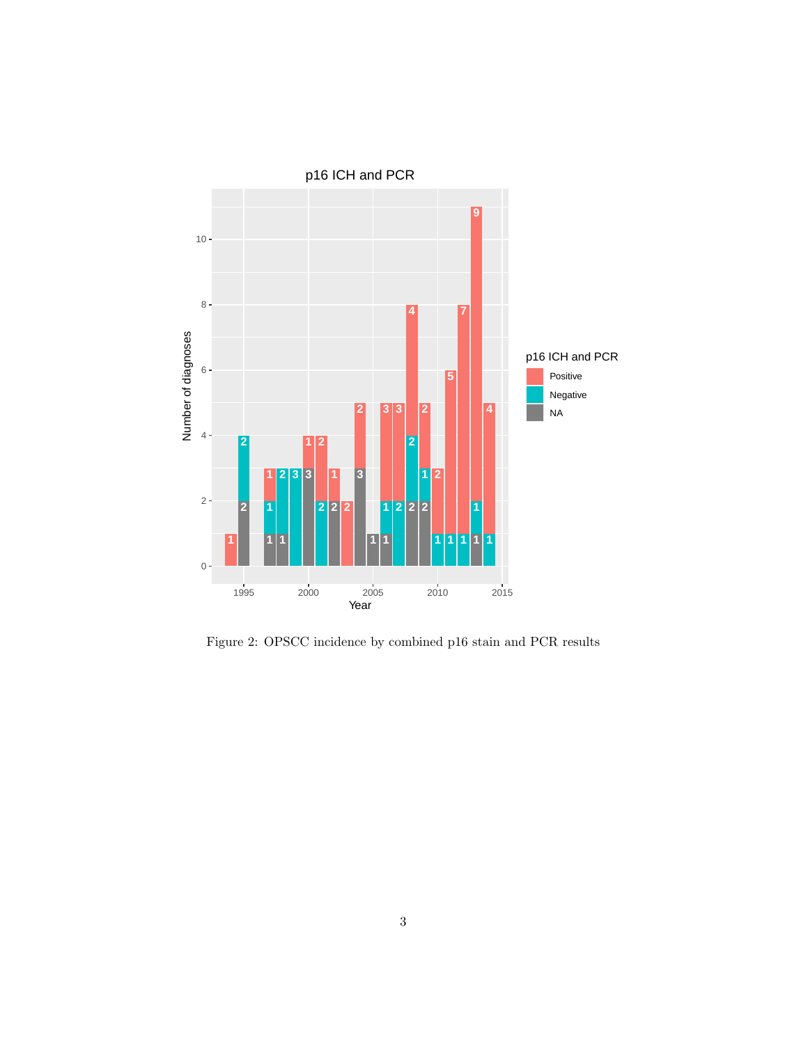Figure 2: OPSCC incidence by combined p16 stain and PCR results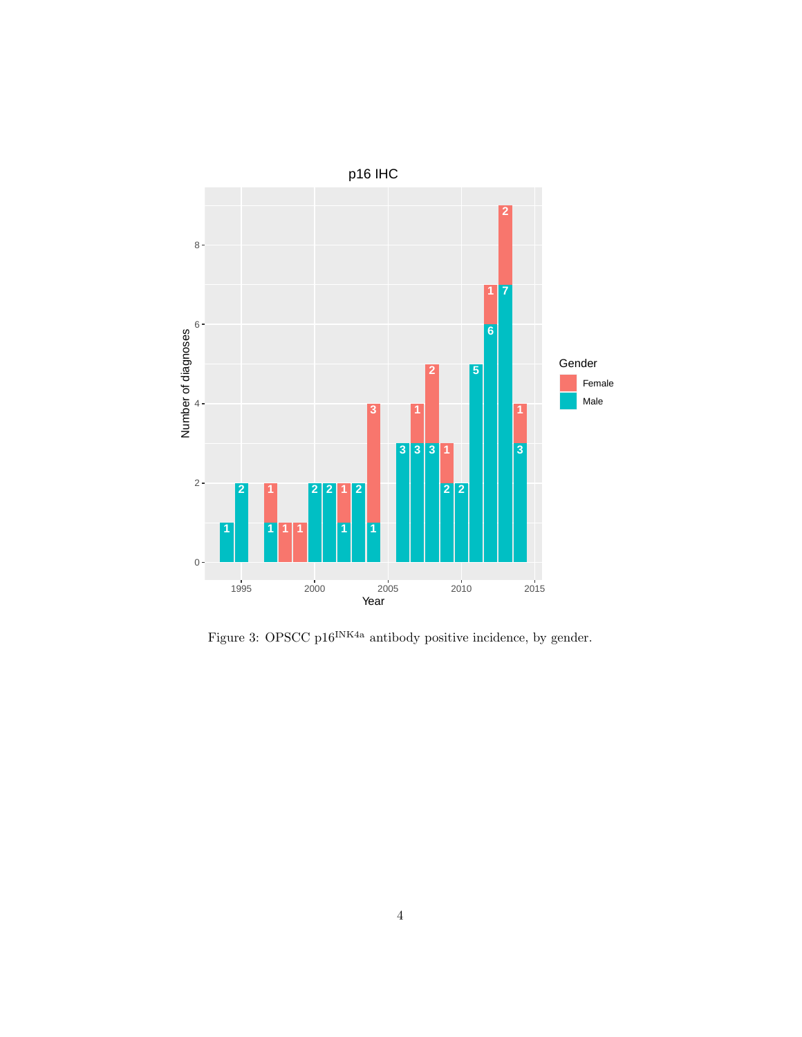Figure 3: OPSCC $p16^{INK4a}$ antibody positive incidence, by gender.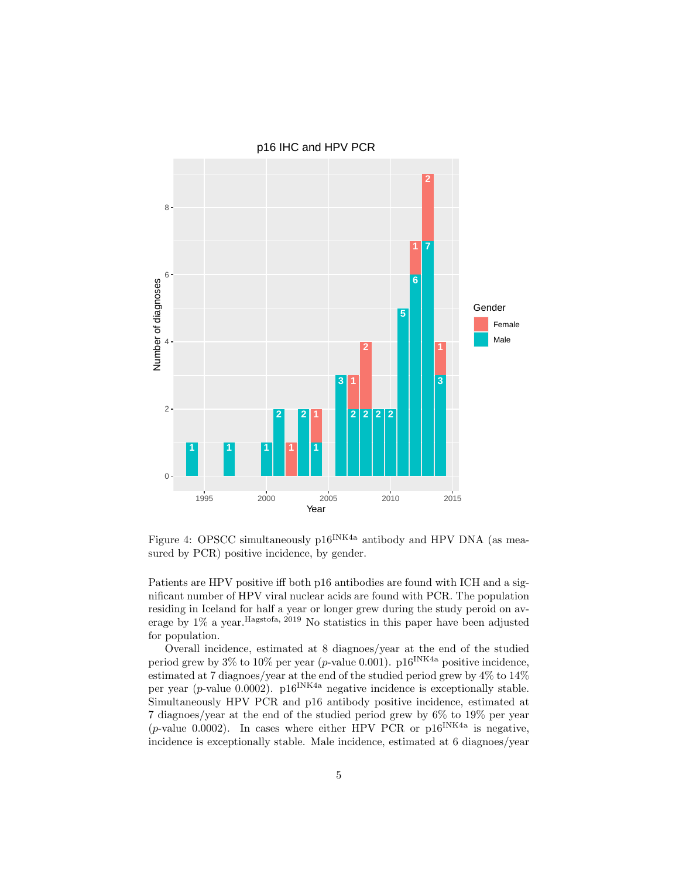Figure 4: OPSCC simultaneously p16$^{INK4a}$ antibody and HPV DNA (as measured by PCR) positive incidence, by gender.

Patients are HPV positive iff both p16 antibodies are found with ICH and a significant number of HPV viral nuclear acids are found with PCR. The population residing in Iceland for half a year or longer grew during the study peroid on average by 1% a year.[Hagstofa, 2019] No statistics in this paper have been adjusted for population.

Overall incidence, estimated at 8 diagnoes/year at the end of the studied period grew by 3% to 10% per year ($p$-value 0.001). p16$^{INK4a}$ positive incidence, estimated at 7 diagnoes/year at the end of the studied period grew by 4% to 14% per year ($p$-value 0.0002). p16$^{INK4a}$ negative incidence is exceptionally stable. Simultaneously HPV PCR and p16 antibody positive incidence, estimated at 7 diagnoes/year at the end of the studied period grew by 6% to 19% per year ($p$-value 0.0002). In cases where either HPV PCR or p16$^{INK4a}$ is negative, incidence is exceptionally stable. Male incidence, estimated at 6 diagnoes/year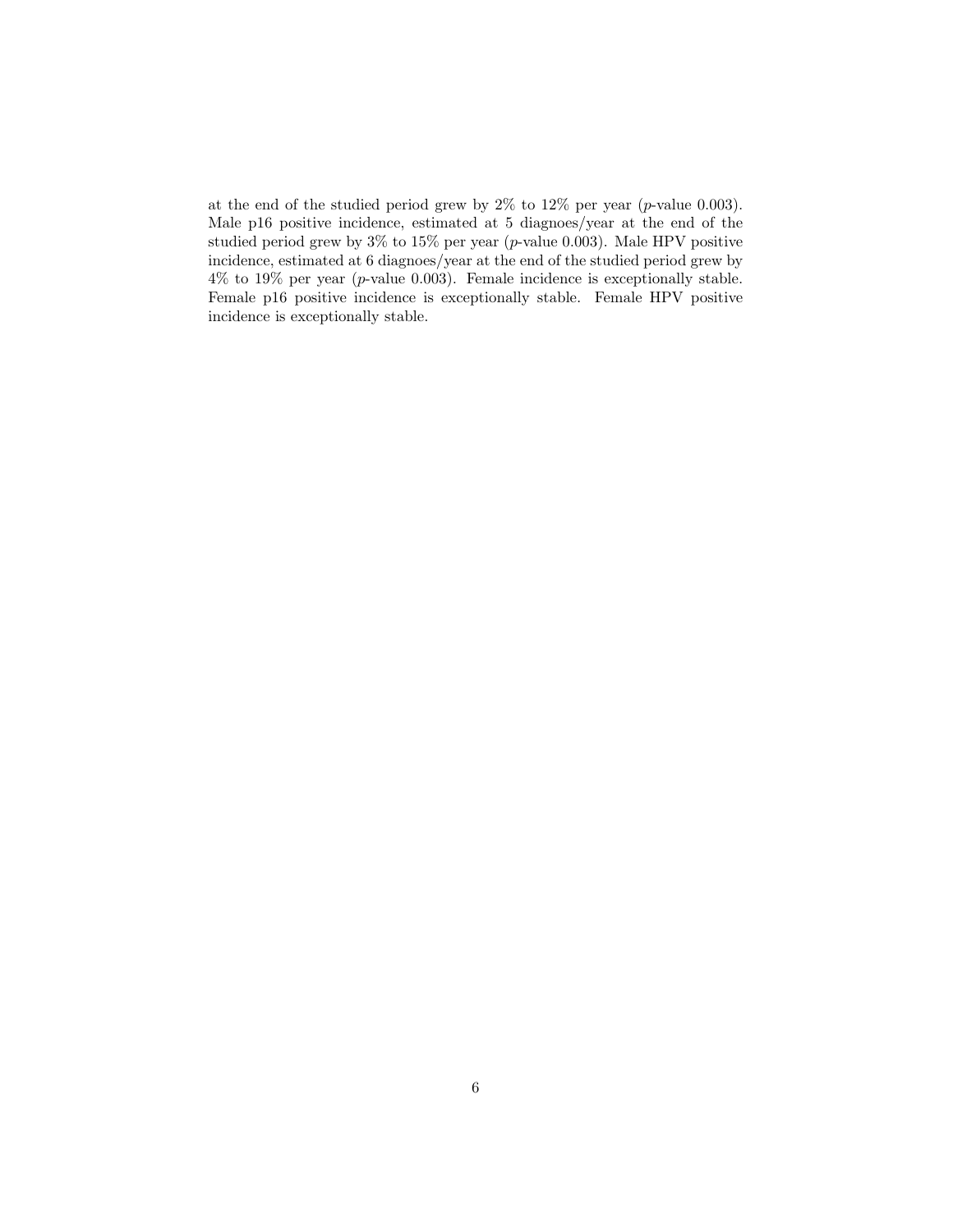at the end of the studied period grew by 2% to 12% per year ($p$-value 0.003). Male p16 positive incidence, estimated at 5 diagnoes/year at the end of the studied period grew by 3% to 15% per year ($p$-value 0.003). Male HPV positive incidence, estimated at 6 diagnoes/year at the end of the studied period grew by 4% to 19% per year ($p$-value 0.003). Female incidence is exceptionally stable. Female p16 positive incidence is exceptionally stable. Female HPV positive incidence is exceptionally stable.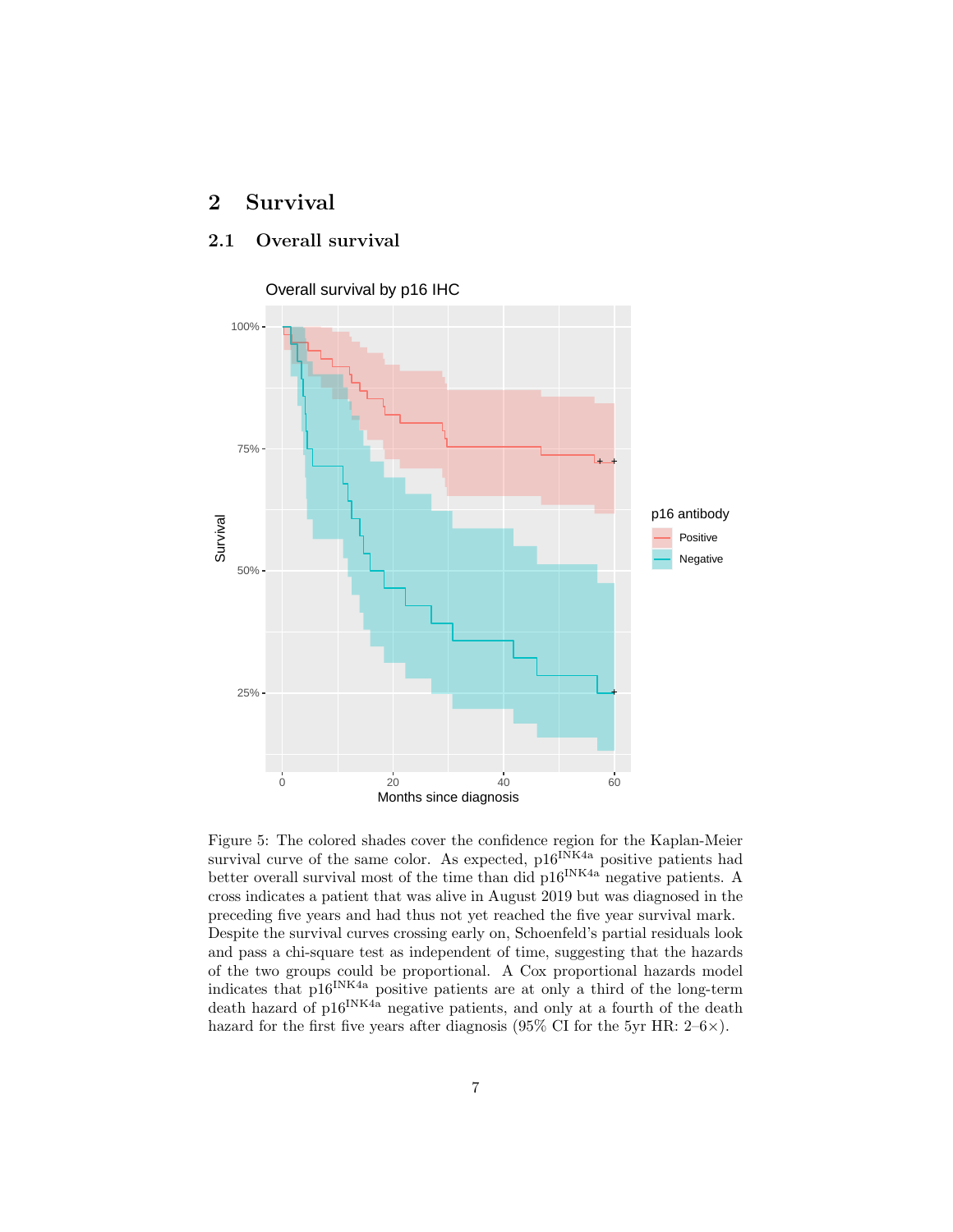# 2 Survival

## 2.1 Overall survival

Figure 5: The colored shades cover the confidence region for the Kaplan-Meier survival curve of the same color. As expected, p16$^{INK4a}$ positive patients had better overall survival most of the time than did p16$^{INK4a}$ negative patients. A cross indicates a patient that was alive in August 2019 but was diagnosed in the preceding five years and had thus not yet reached the five year survival mark. Despite the survival curves crossing early on, Schoenfeld's partial residuals look and pass a chi-square test as independent of time, suggesting that the hazards of the two groups could be proportional. A Cox proportional hazards model indicates that p16$^{INK4a}$ positive patients are at only a third of the long-term death hazard of p16$^{INK4a}$ negative patients, and only at a fourth of the death hazard for the first five years after diagnosis (95% CI for the 5yr HR: 2–6×).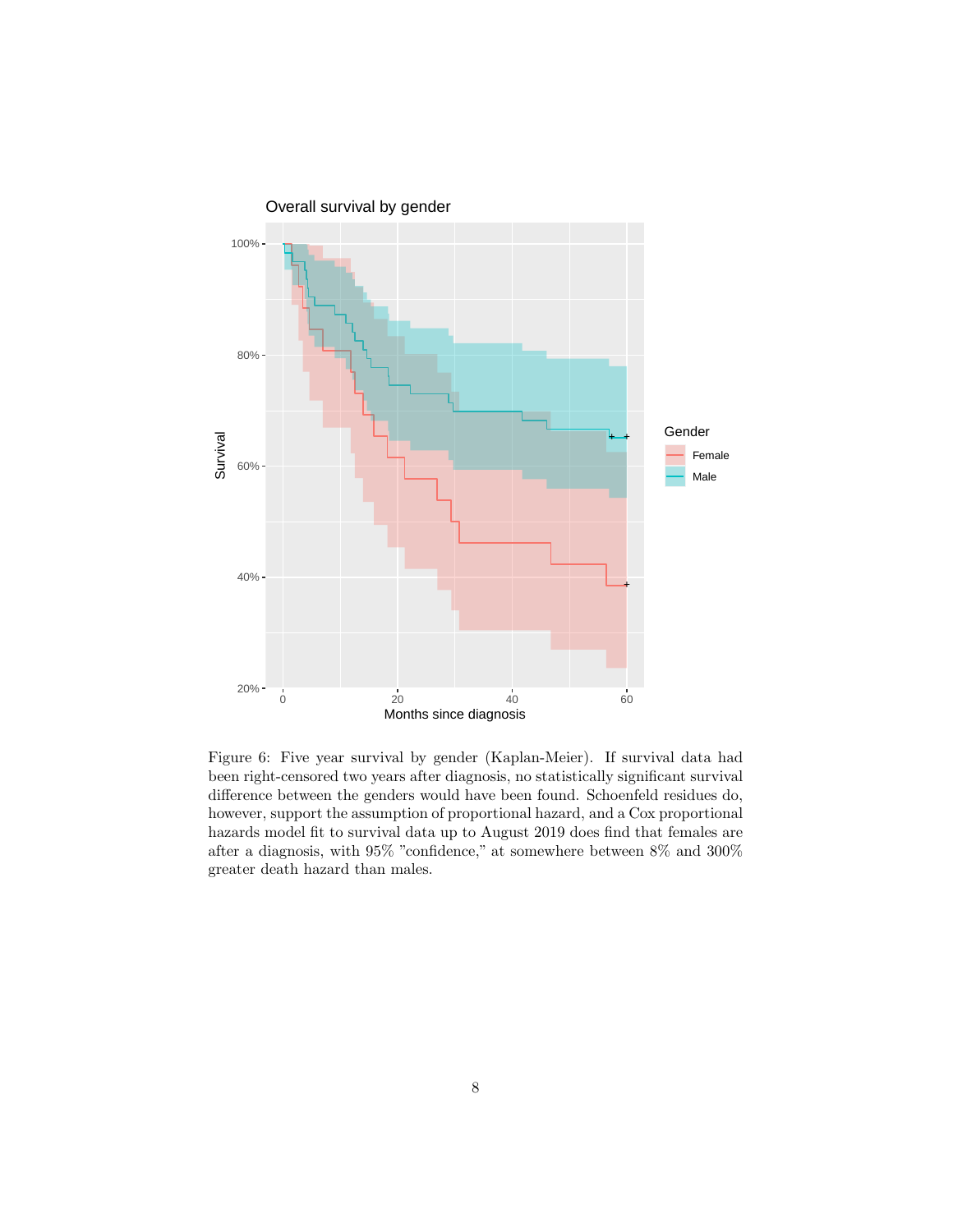Figure 6: Five year survival by gender (Kaplan-Meier). If survival data had been right-censored two years after diagnosis, no statistically significant survival difference between the genders would have been found. Schoenfeld residues do, however, support the assumption of proportional hazard, and a Cox proportional hazards model fit to survival data up to August 2019 does find that females are after a diagnosis, with 95% "confidence," at somewhere between 8% and 300% greater death hazard than males.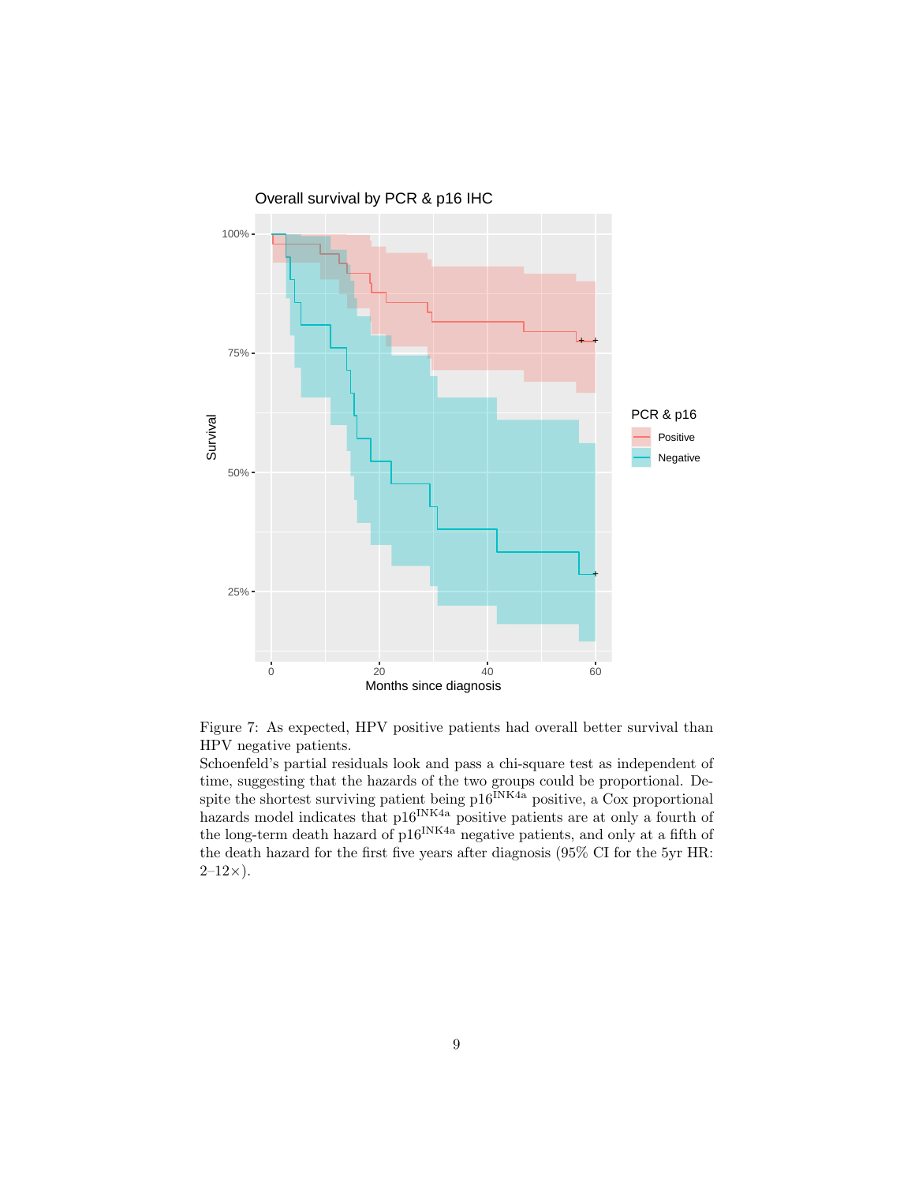Figure 7: As expected, HPV positive patients had overall better survival than HPV negative patients.

Schoenfeld's partial residuals look and pass a chi-square test as independent of time, suggesting that the hazards of the two groups could be proportional. Despite the shortest surviving patient being $p16^{INK4a}$ positive, a Cox proportional hazards model indicates that $p16^{INK4a}$ positive patients are at only a fourth of the long-term death hazard of $p16^{INK4a}$ negative patients, and only at a fifth of the death hazard for the first five years after diagnosis (95% CI for the 5yr HR: 2–12×).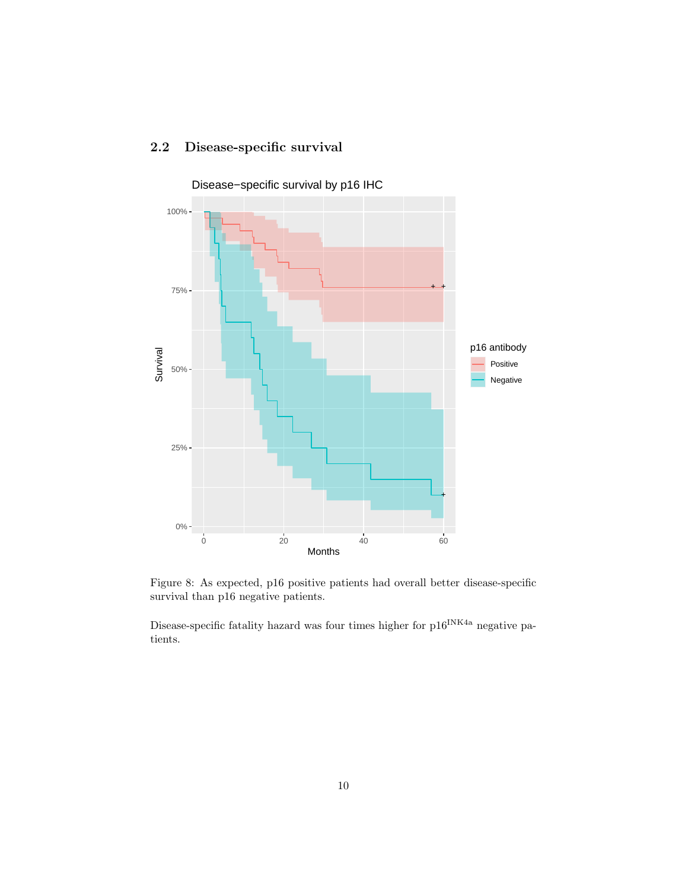## 2.2 Disease-specific survival

Figure 8: As expected, p16 positive patients had overall better disease-specific survival than p16 negative patients.

Disease-specific fatality hazard was four times higher for p16$^{\mathrm{INK4a}}$ negative patients.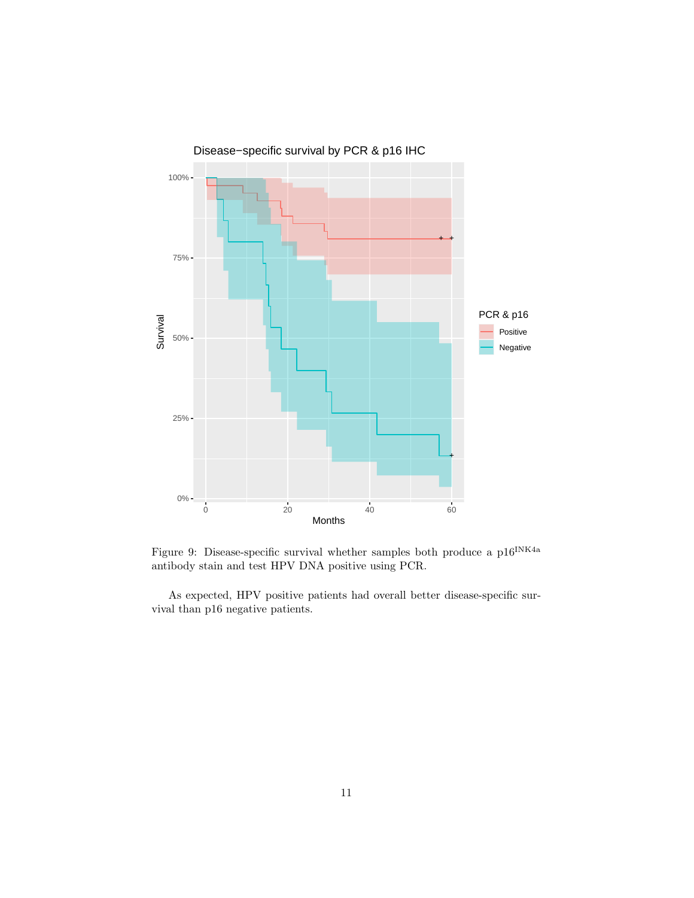Figure 9: Disease-specific survival whether samples both produce a $p16^{INK4a}$ antibody stain and test HPV DNA positive using PCR.

As expected, HPV positive patients had overall better disease-specific survival than p16 negative patients.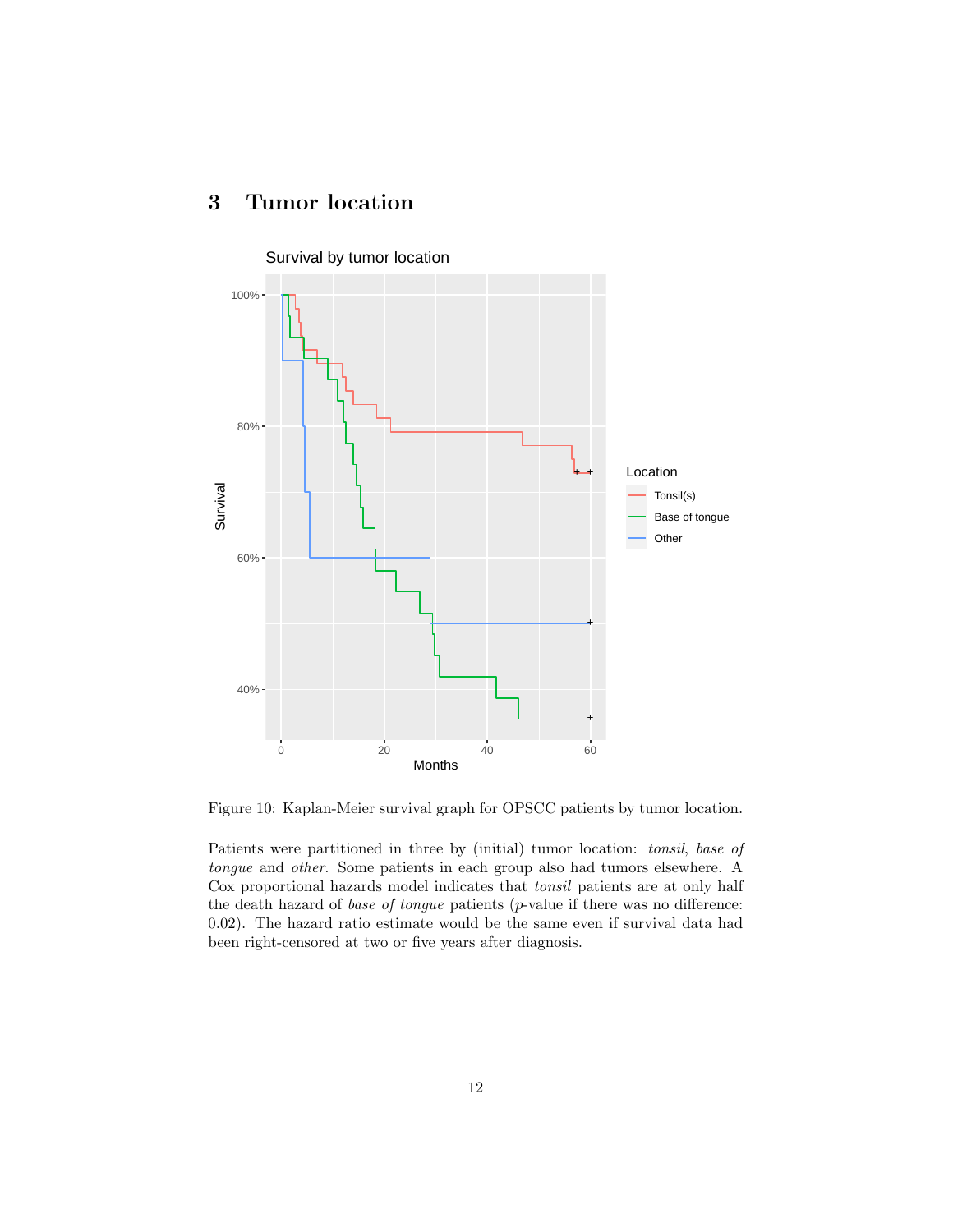# 3 Tumor location

Figure 10: Kaplan-Meier survival graph for OPSCC patients by tumor location.

Patients were partitioned in three by (initial) tumor location: *tonsil*, *base of tongue* and *other*. Some patients in each group also had tumors elsewhere. A Cox proportional hazards model indicates that *tonsil* patients are at only half the death hazard of *base of tongue* patients ($p$-value if there was no difference: 0.02). The hazard ratio estimate would be the same even if survival data had been right-censored at two or five years after diagnosis.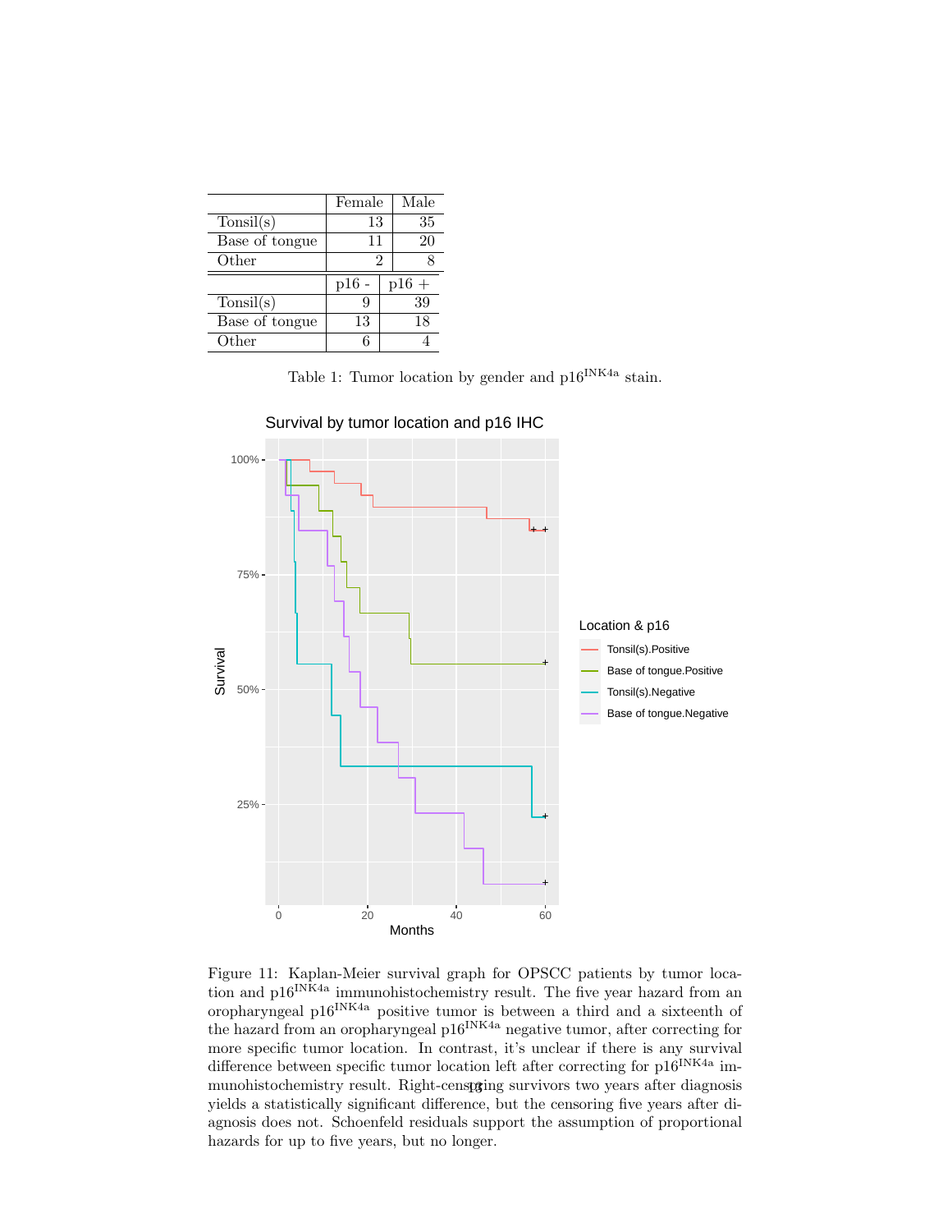|  | Female | Male |
|---|---|---|
| Tonsil(s) | 13 | 35 |
| Base of tongue | 11 | 20 |
| Other | 2 | 8 |

|  | p16 - | p16 + |
|---|---|---|
| Tonsil(s) | 9 | 39 |
| Base of tongue | 13 | 18 |
| Other | 6 | 4 |

Table 1: Tumor location by gender and p16$^{\text{INK4a}}$ stain.

Figure 11: Kaplan-Meier survival graph for OPSCC patients by tumor location and p16$^{\text{INK4a}}$ immunohistochemistry result. The five year hazard from an oropharyngeal p16$^{\text{INK4a}}$ positive tumor is between a third and a sixteenth of the hazard from an oropharyngeal p16$^{\text{INK4a}}$ negative tumor, after correcting for more specific tumor location. In contrast, it's unclear if there is any survival difference between specific tumor location left after correcting for p16$^{\text{INK4a}}$ immunohistochemistry result. Right-censoring survivors two years after diagnosis yields a statistically significant difference, but the censoring five years after diagnosis does not. Schoenfeld residuals support the assumption of proportional hazards for up to five years, but no longer.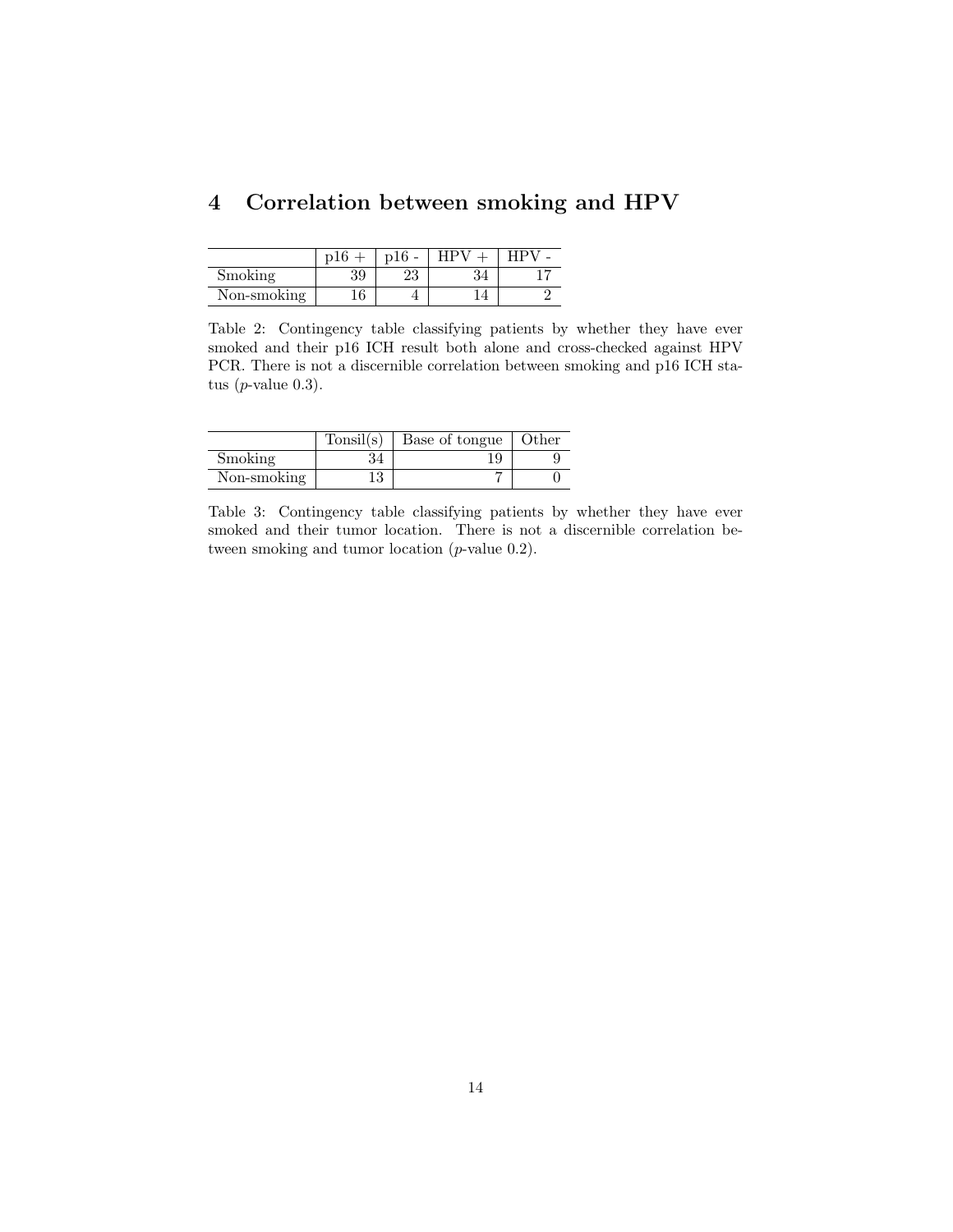## 4 Correlation between smoking and HPV

| | p16 + | p16 - | HPV + | HPV - |
|---|---|---|---|---|
| Smoking | 39 | 23 | 34 | 17 |
| Non-smoking | 16 | 4 | 14 | 2 |

Table 2: Contingency table classifying patients by whether they have ever smoked and their p16 ICH result both alone and cross-checked against HPV PCR. There is not a discernible correlation between smoking and p16 ICH status ($p$-value 0.3).

| | Tonsil(s) | Base of tongue | Other |
|---|---|---|---|
| Smoking | 34 | 19 | 9 |
| Non-smoking | 13 | 7 | 0 |

Table 3: Contingency table classifying patients by whether they have ever smoked and their tumor location. There is not a discernible correlation between smoking and tumor location ($p$-value 0.2).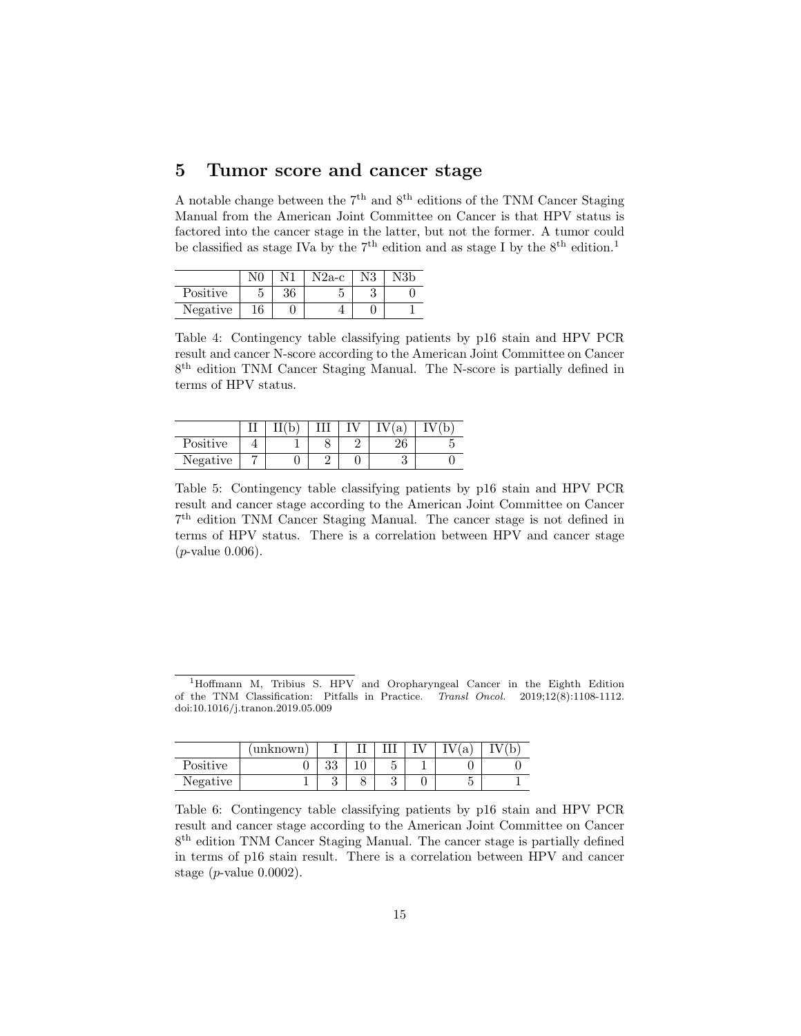## 5 Tumor score and cancer stage

A notable change between the 7th and 8th editions of the TNM Cancer Staging Manual from the American Joint Committee on Cancer is that HPV status is factored into the cancer stage in the latter, but not the former. A tumor could be classified as stage IVa by the 7th edition and as stage I by the 8th edition.[1]

| | N0 | N1 | N2a-c | N3 | N3b |
|---|---|---|---|---|---|
| Positive | 5 | 36 | 5 | 3 | 0 |
| Negative | 16 | 0 | 4 | 0 | 1 |

Table 4: Contingency table classifying patients by p16 stain and HPV PCR result and cancer N-score according to the American Joint Committee on Cancer 8th edition TNM Cancer Staging Manual. The N-score is partially defined in terms of HPV status.

| | II | II(b) | III | IV | IV(a) | IV(b) |
|---|---|---|---|---|---|---|
| Positive | 4 | 1 | 8 | 2 | 26 | 5 |
| Negative | 7 | 0 | 2 | 0 | 3 | 0 |

Table 5: Contingency table classifying patients by p16 stain and HPV PCR result and cancer stage according to the American Joint Committee on Cancer 7th edition TNM Cancer Staging Manual. The cancer stage is not defined in terms of HPV status. There is a correlation between HPV and cancer stage (*p*-value 0.006).

[1] Hoffmann M, Tribius S. HPV and Oropharyngeal Cancer in the Eighth Edition of the TNM Classification: Pitfalls in Practice. *Transl Oncol.* 2019;12(8):1108-1112. doi:10.1016/j.tranon.2019.05.009

| | (unknown) | I | II | III | IV | IV(a) | IV(b) |
|---|---|---|---|---|---|---|---|
| Positive | 0 | 33 | 10 | 5 | 1 | 0 | 0 |
| Negative | 1 | 3 | 8 | 3 | 0 | 5 | 1 |

Table 6: Contingency table classifying patients by p16 stain and HPV PCR result and cancer stage according to the American Joint Committee on Cancer 8th edition TNM Cancer Staging Manual. The cancer stage is partially defined in terms of p16 stain result. There is a correlation between HPV and cancer stage (*p*-value 0.0002).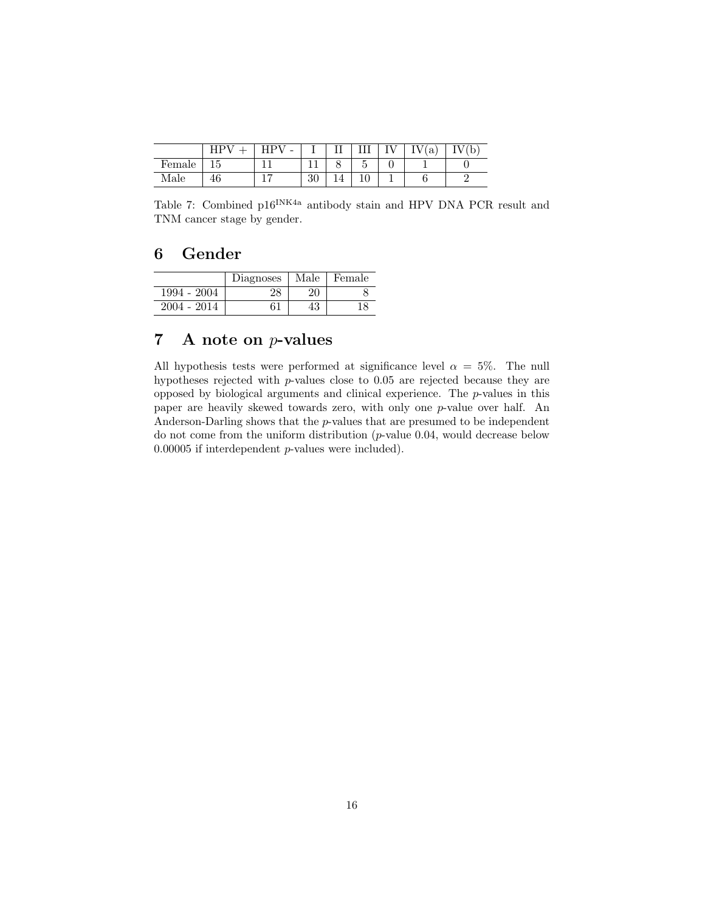|  | HPV + | HPV - | I | II | III | IV | IV(a) | IV(b) |
|---|---|---|---|---|---|---|---|---|
| Female | 15 | 11 | 11 | 8 | 5 | 0 | 1 | 0 |
| Male | 46 | 17 | 30 | 14 | 10 | 1 | 6 | 2 |

Table 7: Combined p16$^{\mathrm{INK4a}}$ antibody stain and HPV DNA PCR result and TNM cancer stage by gender.

## 6 Gender

|  | Diagnoses | Male | Female |
|---|---|---|---|
| 1994 - 2004 | 28 | 20 | 8 |
| 2004 - 2014 | 61 | 43 | 18 |

## 7 A note on $p$-values

All hypothesis tests were performed at significance level $\alpha = 5\%$. The null hypotheses rejected with $p$-values close to 0.05 are rejected because they are opposed by biological arguments and clinical experience. The $p$-values in this paper are heavily skewed towards zero, with only one $p$-value over half. An Anderson-Darling shows that the $p$-values that are presumed to be independent do not come from the uniform distribution ($p$-value 0.04, would decrease below 0.00005 if interdependent $p$-values were included).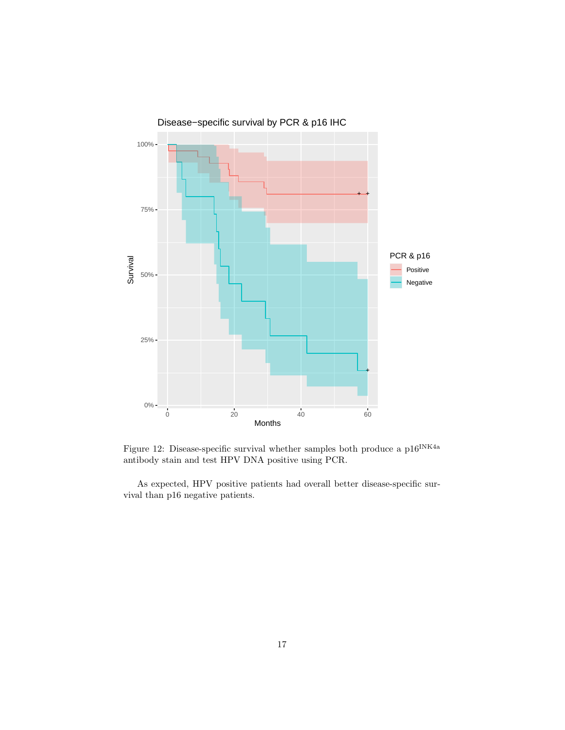Disease−specific survival by PCR & p16 IHC

100%
75%
50%
25%
0%

Survival

0
20
40
60

Months

PCR & p16
Positive
Negative

Figure 12: Disease-specific survival whether samples both produce a p16$^{\text{INK4a}}$ antibody stain and test HPV DNA positive using PCR.

As expected, HPV positive patients had overall better disease-specific survival than p16 negative patients.